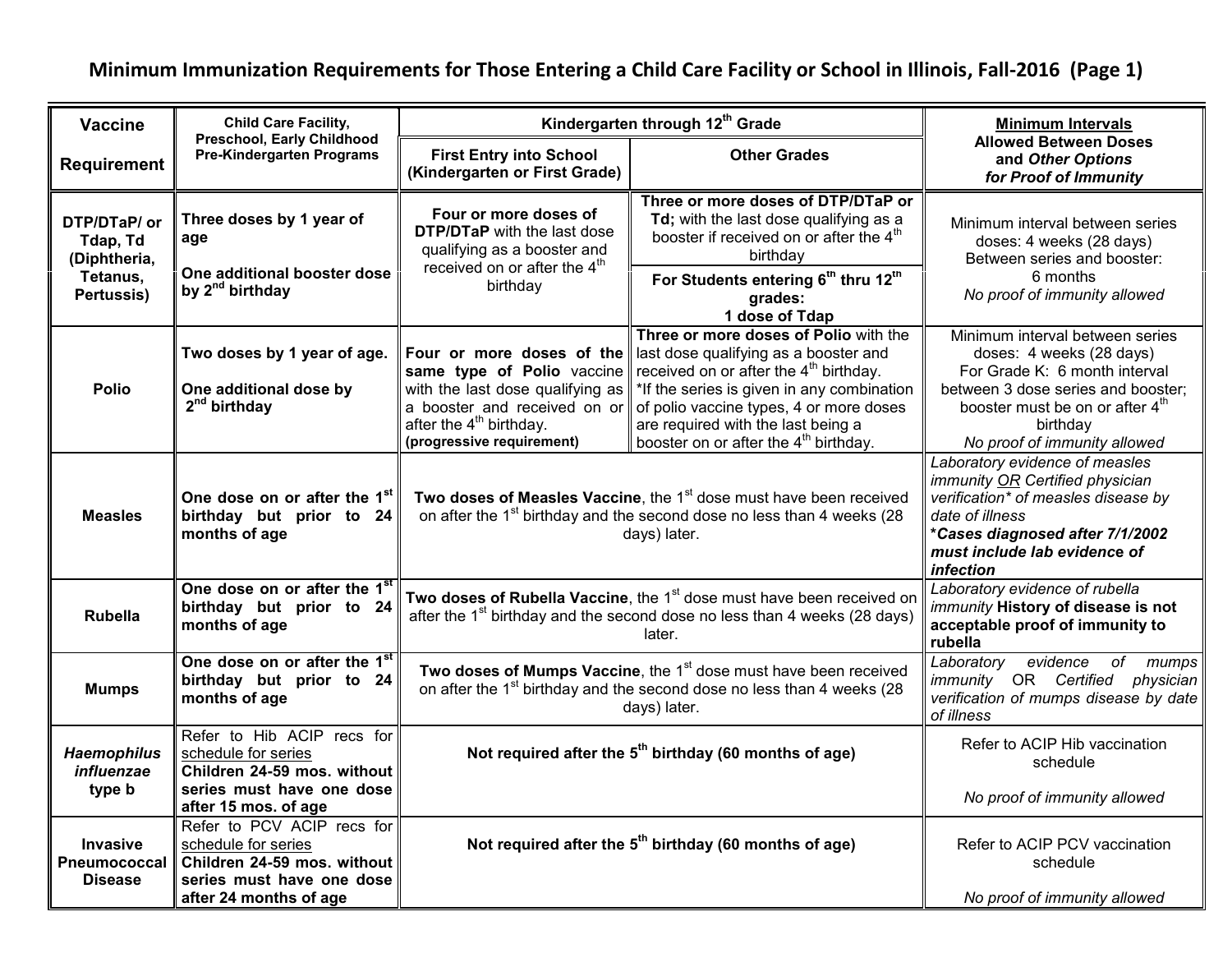# Minimum Immunization Requirements for Those Entering a Child Care Facility or School in Illinois, Fall-2016 (Page 1)

| Vaccine Requirement | Child Care Facility, Preschool, Early Childhood Pre-Kindergarten Programs | Kindergarten through 12th Grade | | Minimum Intervals Allowed Between Doses and *Other Options for Proof of Immunity* |
|---|---|---|---|---|
| | | First Entry into School (Kindergarten or First Grade) | Other Grades | |
| **DTP/DTaP/ or Tdap, Td (Diphtheria, Tetanus, Pertussis)** | **Three doses by 1 year of age**<br><br>**One additional booster dose by 2nd birthday** | **Four or more doses of DTP/DTaP** with the last dose qualifying as a booster and received on or after the 4th birthday | **Three or more doses of DTP/DTaP or Td;** with the last dose qualifying as a booster if received on or after the 4th birthday<br><br>**For Students entering 6th thru 12th grades: 1 dose of Tdap** | Minimum interval between series doses: 4 weeks (28 days)<br>Between series and booster: 6 months<br>*No proof of immunity allowed* |
| **Polio** | **Two doses by 1 year of age.**<br><br>**One additional dose by 2nd birthday** | **Four or more doses of the same type of Polio** vaccine with the last dose qualifying as a booster and received on or after the 4th birthday.<br>**(progressive requirement)** | **Three or more doses of Polio** with the last dose qualifying as a booster and received on or after the 4th birthday.<br>*If the series is given in any combination of polio vaccine types, 4 or more doses are required with the last being a booster on or after the 4th birthday. | Minimum interval between series doses: 4 weeks (28 days)<br>For Grade K: 6 month interval between 3 dose series and booster; booster must be on or after 4th birthday<br>*No proof of immunity allowed* |
| **Measles** | **One dose on or after the 1st birthday but prior to 24 months of age** | **Two doses of Measles Vaccine**, the 1st dose must have been received on after the 1st birthday and the second dose no less than 4 weeks (28 days) later. | | *Laboratory evidence of measles immunity OR Certified physician verification* of measles disease by date of illness*<br>***Cases diagnosed after 7/1/2002 must include lab evidence of infection*** |
| **Rubella** | **One dose on or after the 1st birthday but prior to 24 months of age** | **Two doses of Rubella Vaccine**, the 1st dose must have been received on after the 1st birthday and the second dose no less than 4 weeks (28 days) later. | | *Laboratory evidence of rubella immunity* **History of disease is not acceptable proof of immunity to rubella** |
| **Mumps** | **One dose on or after the 1st birthday but prior to 24 months of age** | **Two doses of Mumps Vaccine**, the 1st dose must have been received on after the 1st birthday and the second dose no less than 4 weeks (28 days) later. | | *Laboratory evidence of mumps immunity* OR *Certified physician verification of mumps disease by date of illness* |
| ***Haemophilus influenzae* type b** | Refer to Hib ACIP recs for schedule for series<br>**Children 24-59 mos. without series must have one dose after 15 mos. of age** | **Not required after the 5th birthday (60 months of age)** | | Refer to ACIP Hib vaccination schedule<br><br>*No proof of immunity allowed* |
| **Invasive Pneumococcal Disease** | Refer to PCV ACIP recs for schedule for series<br>**Children 24-59 mos. without series must have one dose after 24 months of age** | **Not required after the 5th birthday (60 months of age)** | | Refer to ACIP PCV vaccination schedule<br><br>*No proof of immunity allowed* |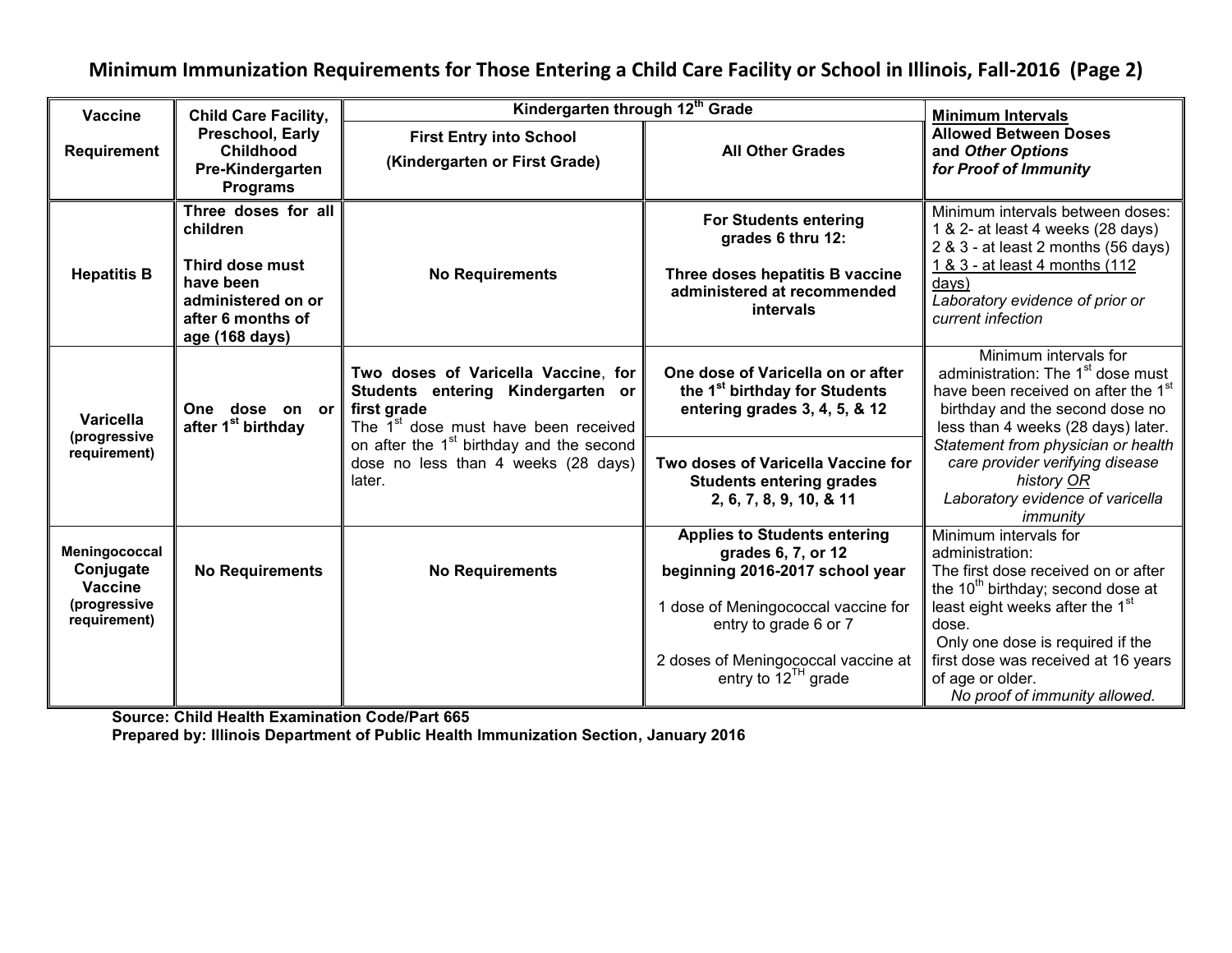# Minimum Immunization Requirements for Those Entering a Child Care Facility or School in Illinois, Fall-2016 (Page 2)

| Vaccine Requirement | Child Care Facility, Preschool, Early Childhood Pre-Kindergarten Programs | Kindergarten through 12th Grade | | Minimum Intervals Allowed Between Doses and *Other Options for Proof of Immunity* |
|---|---|---|---|---|
| | | **First Entry into School (Kindergarten or First Grade)** | **All Other Grades** | |
| **Hepatitis B** | **Three doses for all children**<br><br>**Third dose must have been administered on or after 6 months of age (168 days)** | **No Requirements** | **For Students entering grades 6 thru 12:**<br><br>**Three doses hepatitis B vaccine administered at recommended intervals** | Minimum intervals between doses:<br>1 & 2- at least 4 weeks (28 days)<br>2 & 3 - at least 2 months (56 days)<br><u>1 & 3 - at least 4 months (112 days)</u><br>*Laboratory evidence of prior or current infection* |
| **Varicella** (progressive requirement) | **One dose on or after 1st birthday** | **Two doses of Varicella Vaccine, for Students entering Kindergarten or first grade**<br>The 1st dose must have been received on after the 1st birthday and the second dose no less than 4 weeks (28 days) later. | **One dose of Varicella on or after the 1st birthday for Students entering grades 3, 4, 5, & 12**<br><br>**Two doses of Varicella Vaccine for Students entering grades 2, 6, 7, 8, 9, 10, & 11** | Minimum intervals for administration: The 1st dose must have been received on after the 1st birthday and the second dose no less than 4 weeks (28 days) later.<br>*Statement from physician or health care provider verifying disease history <u>OR</u>*<br>*Laboratory evidence of varicella immunity* |
| **Meningococcal Conjugate Vaccine** (progressive requirement) | **No Requirements** | **No Requirements** | **Applies to Students entering grades 6, 7, or 12 beginning 2016-2017 school year**<br><br>1 dose of Meningococcal vaccine for entry to grade 6 or 7<br><br>2 doses of Meningococcal vaccine at entry to 12TH grade | Minimum intervals for administration:<br>The first dose received on or after the 10th birthday; second dose at least eight weeks after the 1st dose.<br>Only one dose is required if the first dose was received at 16 years of age or older.<br>*No proof of immunity allowed.* |

**Source: Child Health Examination Code/Part 665**
**Prepared by: Illinois Department of Public Health Immunization Section, January 2016**